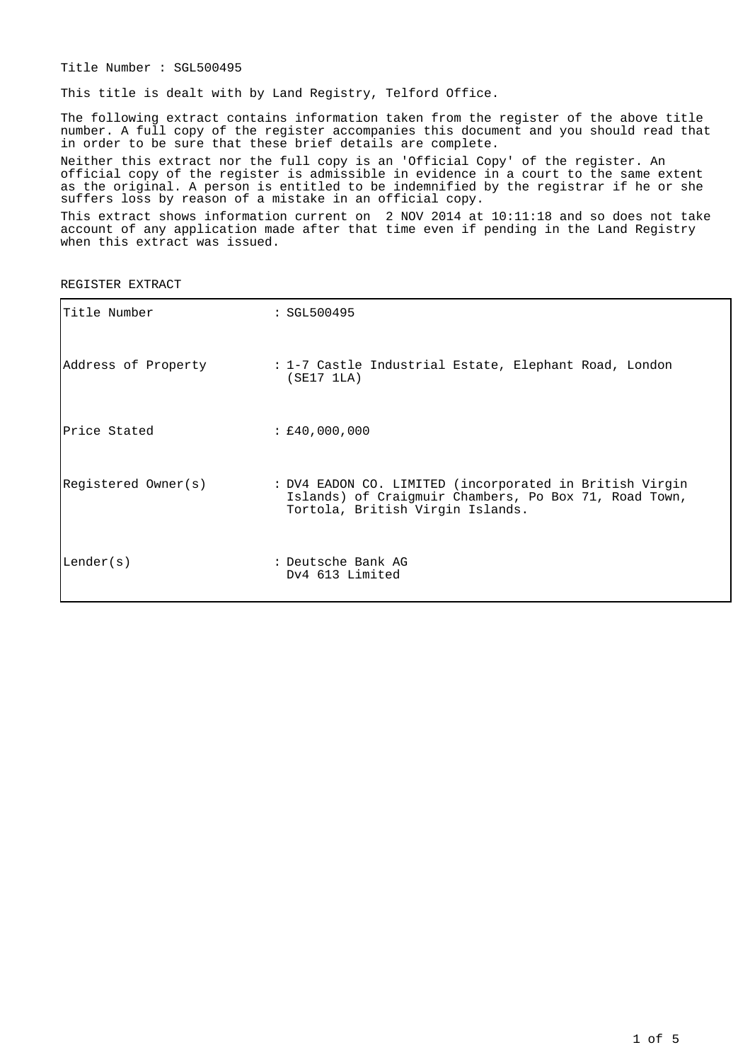Title Number : SGL500495

This title is dealt with by Land Registry, Telford Office.

The following extract contains information taken from the register of the above title number. A full copy of the register accompanies this document and you should read that in order to be sure that these brief details are complete.

Neither this extract nor the full copy is an 'Official Copy' of the register. An official copy of the register is admissible in evidence in a court to the same extent as the original. A person is entitled to be indemnified by the registrar if he or she suffers loss by reason of a mistake in an official copy.

This extract shows information current on 2 NOV 2014 at 10:11:18 and so does not take account of any application made after that time even if pending in the Land Registry when this extract was issued.

REGISTER EXTRACT

| | |
|---|---|
| Title Number | : SGL500495 |
| Address of Property | : 1-7 Castle Industrial Estate, Elephant Road, London (SE17 1LA) |
| Price Stated | : £40,000,000 |
| Registered Owner(s) | : DV4 EADON CO. LIMITED (incorporated in British Virgin Islands) of Craigmuir Chambers, Po Box 71, Road Town, Tortola, British Virgin Islands. |
| Lender(s) | : Deutsche Bank AG<br>Dv4 613 Limited |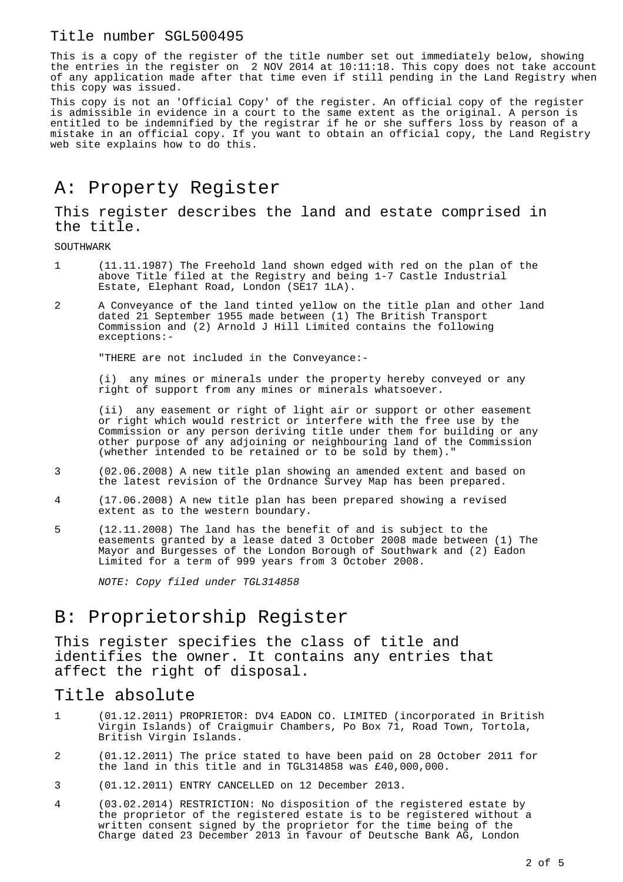Title number SGL500495

This is a copy of the register of the title number set out immediately below, showing the entries in the register on 2 NOV 2014 at 10:11:18. This copy does not take account of any application made after that time even if still pending in the Land Registry when this copy was issued.

This copy is not an 'Official Copy' of the register. An official copy of the register is admissible in evidence in a court to the same extent as the original. A person is entitled to be indemnified by the registrar if he or she suffers loss by reason of a mistake in an official copy. If you want to obtain an official copy, the Land Registry web site explains how to do this.

# A: Property Register

## This register describes the land and estate comprised in the title.

SOUTHWARK

1 (11.11.1987) The Freehold land shown edged with red on the plan of the above Title filed at the Registry and being 1-7 Castle Industrial Estate, Elephant Road, London (SE17 1LA).

2 A Conveyance of the land tinted yellow on the title plan and other land dated 21 September 1955 made between (1) The British Transport Commission and (2) Arnold J Hill Limited contains the following exceptions:-

"THERE are not included in the Conveyance:-

(i) any mines or minerals under the property hereby conveyed or any right of support from any mines or minerals whatsoever.

(ii) any easement or right of light air or support or other easement or right which would restrict or interfere with the free use by the Commission or any person deriving title under them for building or any other purpose of any adjoining or neighbouring land of the Commission (whether intended to be retained or to be sold by them)."

3 (02.06.2008) A new title plan showing an amended extent and based on the latest revision of the Ordnance Survey Map has been prepared.

4 (17.06.2008) A new title plan has been prepared showing a revised extent as to the western boundary.

5 (12.11.2008) The land has the benefit of and is subject to the easements granted by a lease dated 3 October 2008 made between (1) The Mayor and Burgesses of the London Borough of Southwark and (2) Eadon Limited for a term of 999 years from 3 October 2008.

*NOTE: Copy filed under TGL314858*

# B: Proprietorship Register

## This register specifies the class of title and identifies the owner. It contains any entries that affect the right of disposal.

## Title absolute

1 (01.12.2011) PROPRIETOR: DV4 EADON CO. LIMITED (incorporated in British Virgin Islands) of Craigmuir Chambers, Po Box 71, Road Town, Tortola, British Virgin Islands.

2 (01.12.2011) The price stated to have been paid on 28 October 2011 for the land in this title and in TGL314858 was £40,000,000.

3 (01.12.2011) ENTRY CANCELLED on 12 December 2013.

4 (03.02.2014) RESTRICTION: No disposition of the registered estate by the proprietor of the registered estate is to be registered without a written consent signed by the proprietor for the time being of the Charge dated 23 December 2013 in favour of Deutsche Bank AG, London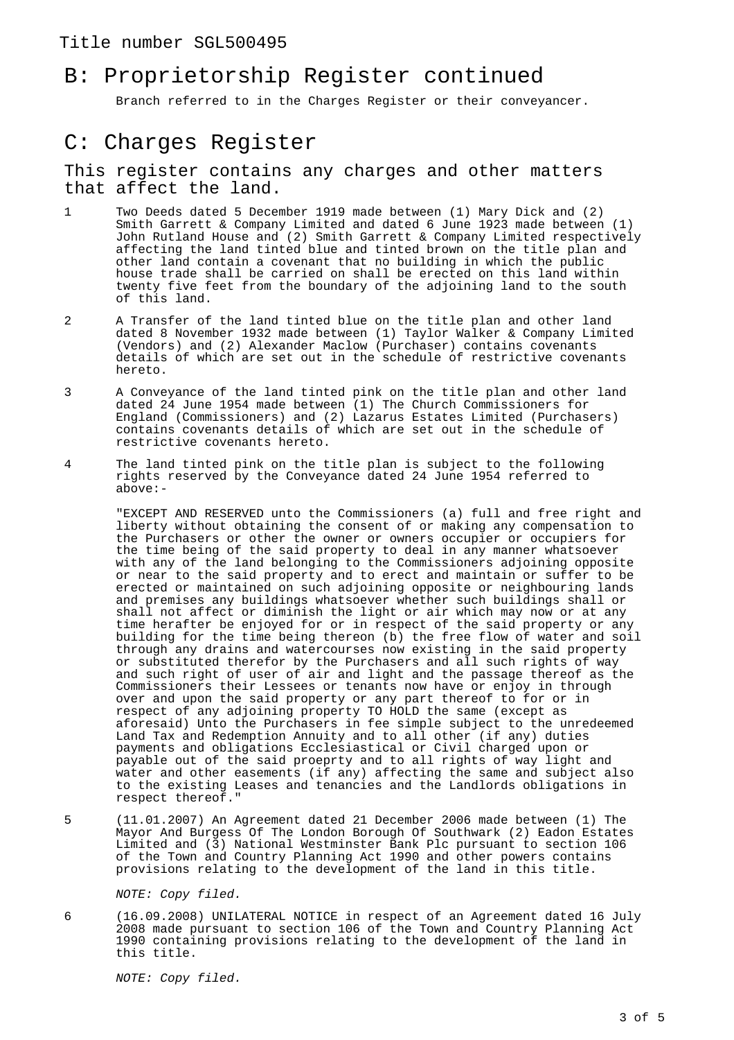## B: Proprietorship Register continued

Branch referred to in the Charges Register or their conveyancer.

## C: Charges Register

### This register contains any charges and other matters that affect the land.

1 Two Deeds dated 5 December 1919 made between (1) Mary Dick and (2) Smith Garrett & Company Limited and dated 6 June 1923 made between (1) John Rutland House and (2) Smith Garrett & Company Limited respectively affecting the land tinted blue and tinted brown on the title plan and other land contain a covenant that no building in which the public house trade shall be carried on shall be erected on this land within twenty five feet from the boundary of the adjoining land to the south of this land.

2 A Transfer of the land tinted blue on the title plan and other land dated 8 November 1932 made between (1) Taylor Walker & Company Limited (Vendors) and (2) Alexander Maclow (Purchaser) contains covenants details of which are set out in the schedule of restrictive covenants hereto.

3 A Conveyance of the land tinted pink on the title plan and other land dated 24 June 1954 made between (1) The Church Commissioners for England (Commissioners) and (2) Lazarus Estates Limited (Purchasers) contains covenants details of which are set out in the schedule of restrictive covenants hereto.

4 The land tinted pink on the title plan is subject to the following rights reserved by the Conveyance dated 24 June 1954 referred to above:-

"EXCEPT AND RESERVED unto the Commissioners (a) full and free right and liberty without obtaining the consent of or making any compensation to the Purchasers or other the owner or owners occupier or occupiers for the time being of the said property to deal in any manner whatsoever with any of the land belonging to the Commissioners adjoining opposite or near to the said property and to erect and maintain or suffer to be erected or maintained on such adjoining opposite or neighbouring lands and premises any buildings whatsoever whether such buildings shall or shall not affect or diminish the light or air which may now or at any time herafter be enjoyed for or in respect of the said property or any building for the time being thereon (b) the free flow of water and soil through any drains and watercourses now existing in the said property or substituted therefor by the Purchasers and all such rights of way and such right of user of air and light and the passage thereof as the Commissioners their Lessees or tenants now have or enjoy in through over and upon the said property or any part thereof to for or in respect of any adjoining property TO HOLD the same (except as aforesaid) Unto the Purchasers in fee simple subject to the unredeemed Land Tax and Redemption Annuity and to all other (if any) duties payments and obligations Ecclesiastical or Civil charged upon or payable out of the said proeprty and to all rights of way light and water and other easements (if any) affecting the same and subject also to the existing Leases and tenancies and the Landlords obligations in respect thereof."

5 (11.01.2007) An Agreement dated 21 December 2006 made between (1) The Mayor And Burgess Of The London Borough Of Southwark (2) Eadon Estates Limited and (3) National Westminster Bank Plc pursuant to section 106 of the Town and Country Planning Act 1990 and other powers contains provisions relating to the development of the land in this title.

*NOTE: Copy filed.*

6 (16.09.2008) UNILATERAL NOTICE in respect of an Agreement dated 16 July 2008 made pursuant to section 106 of the Town and Country Planning Act 1990 containing provisions relating to the development of the land in this title.

*NOTE: Copy filed.*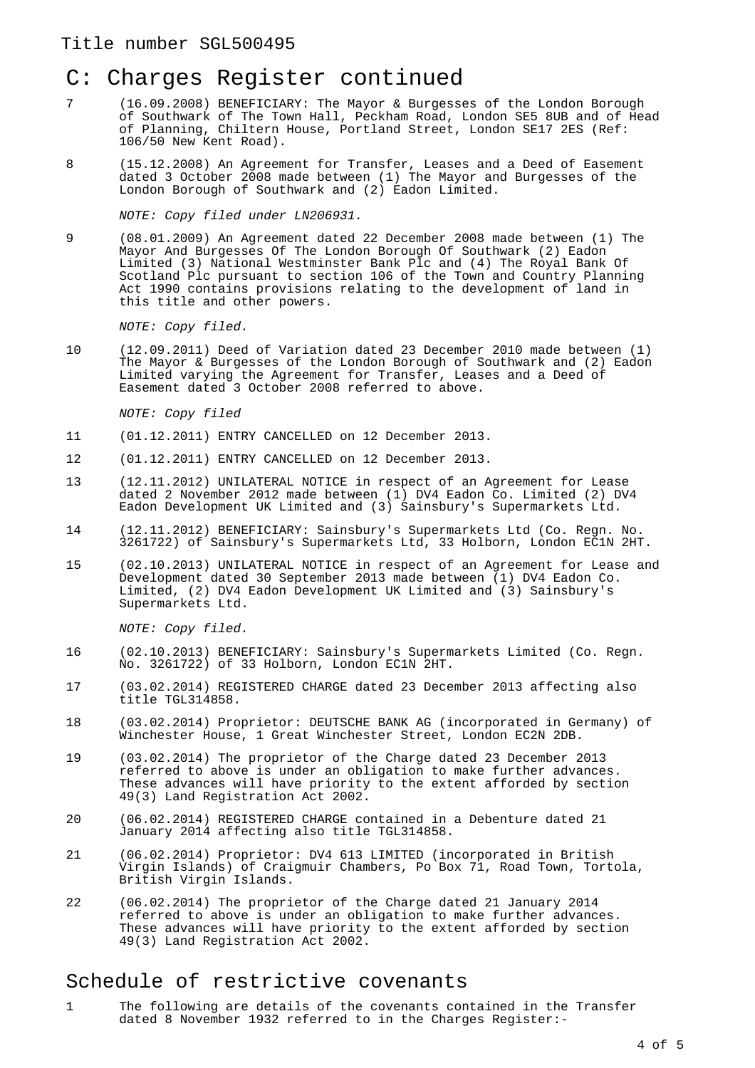Title number SGL500495

## C: Charges Register continued

7 (16.09.2008) BENEFICIARY: The Mayor & Burgesses of the London Borough of Southwark of The Town Hall, Peckham Road, London SE5 8UB and of Head of Planning, Chiltern House, Portland Street, London SE17 2ES (Ref: 106/50 New Kent Road).

8 (15.12.2008) An Agreement for Transfer, Leases and a Deed of Easement dated 3 October 2008 made between (1) The Mayor and Burgesses of the London Borough of Southwark and (2) Eadon Limited.

*NOTE: Copy filed under LN206931.*

9 (08.01.2009) An Agreement dated 22 December 2008 made between (1) The Mayor And Burgesses Of The London Borough Of Southwark (2) Eadon Limited (3) National Westminster Bank Plc and (4) The Royal Bank Of Scotland Plc pursuant to section 106 of the Town and Country Planning Act 1990 contains provisions relating to the development of land in this title and other powers.

*NOTE: Copy filed.*

10 (12.09.2011) Deed of Variation dated 23 December 2010 made between (1) The Mayor & Burgesses of the London Borough of Southwark and (2) Eadon Limited varying the Agreement for Transfer, Leases and a Deed of Easement dated 3 October 2008 referred to above.

*NOTE: Copy filed*

11 (01.12.2011) ENTRY CANCELLED on 12 December 2013.

12 (01.12.2011) ENTRY CANCELLED on 12 December 2013.

13 (12.11.2012) UNILATERAL NOTICE in respect of an Agreement for Lease dated 2 November 2012 made between (1) DV4 Eadon Co. Limited (2) DV4 Eadon Development UK Limited and (3) Sainsbury's Supermarkets Ltd.

14 (12.11.2012) BENEFICIARY: Sainsbury's Supermarkets Ltd (Co. Regn. No. 3261722) of Sainsbury's Supermarkets Ltd, 33 Holborn, London EC1N 2HT.

15 (02.10.2013) UNILATERAL NOTICE in respect of an Agreement for Lease and Development dated 30 September 2013 made between (1) DV4 Eadon Co. Limited, (2) DV4 Eadon Development UK Limited and (3) Sainsbury's Supermarkets Ltd.

*NOTE: Copy filed.*

16 (02.10.2013) BENEFICIARY: Sainsbury's Supermarkets Limited (Co. Regn. No. 3261722) of 33 Holborn, London EC1N 2HT.

17 (03.02.2014) REGISTERED CHARGE dated 23 December 2013 affecting also title TGL314858.

18 (03.02.2014) Proprietor: DEUTSCHE BANK AG (incorporated in Germany) of Winchester House, 1 Great Winchester Street, London EC2N 2DB.

19 (03.02.2014) The proprietor of the Charge dated 23 December 2013 referred to above is under an obligation to make further advances. These advances will have priority to the extent afforded by section 49(3) Land Registration Act 2002.

20 (06.02.2014) REGISTERED CHARGE contained in a Debenture dated 21 January 2014 affecting also title TGL314858.

21 (06.02.2014) Proprietor: DV4 613 LIMITED (incorporated in British Virgin Islands) of Craigmuir Chambers, Po Box 71, Road Town, Tortola, British Virgin Islands.

22 (06.02.2014) The proprietor of the Charge dated 21 January 2014 referred to above is under an obligation to make further advances. These advances will have priority to the extent afforded by section 49(3) Land Registration Act 2002.

## Schedule of restrictive covenants

1 The following are details of the covenants contained in the Transfer dated 8 November 1932 referred to in the Charges Register:-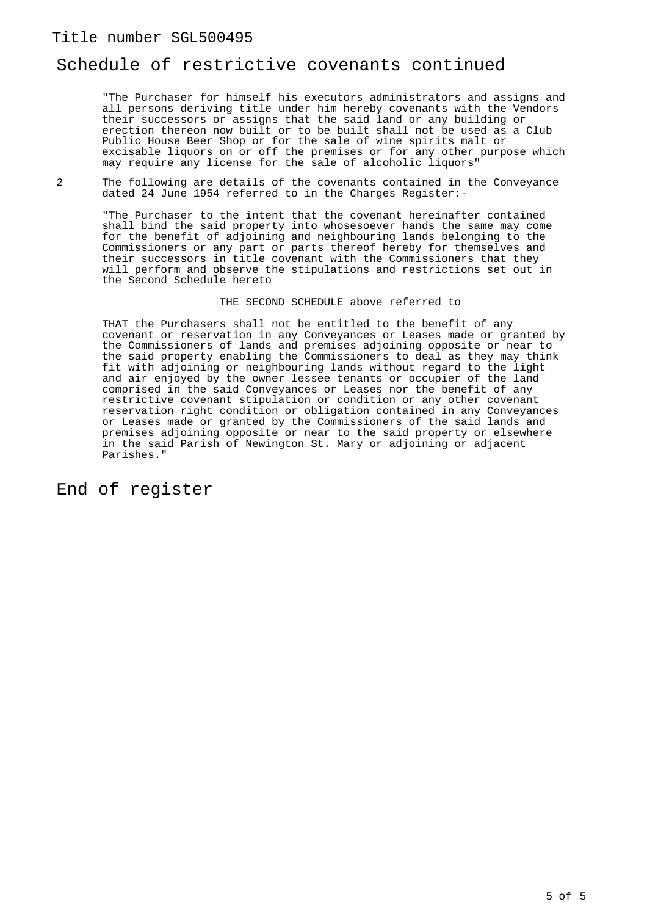Title number SGL500495

## Schedule of restrictive covenants continued

"The Purchaser for himself his executors administrators and assigns and all persons deriving title under him hereby covenants with the Vendors their successors or assigns that the said land or any building or erection thereon now built or to be built shall not be used as a Club Public House Beer Shop or for the sale of wine spirits malt or excisable liquors on or off the premises or for any other purpose which may require any license for the sale of alcoholic liquors"

2 The following are details of the covenants contained in the Conveyance dated 24 June 1954 referred to in the Charges Register:-

"The Purchaser to the intent that the covenant hereinafter contained shall bind the said property into whosesoever hands the same may come for the benefit of adjoining and neighbouring lands belonging to the Commissioners or any part or parts thereof hereby for themselves and their successors in title covenant with the Commissioners that they will perform and observe the stipulations and restrictions set out in the Second Schedule hereto

THE SECOND SCHEDULE above referred to

THAT the Purchasers shall not be entitled to the benefit of any covenant or reservation in any Conveyances or Leases made or granted by the Commissioners of lands and premises adjoining opposite or near to the said property enabling the Commissioners to deal as they may think fit with adjoining or neighbouring lands without regard to the light and air enjoyed by the owner lessee tenants or occupier of the land comprised in the said Conveyances or Leases nor the benefit of any restrictive covenant stipulation or condition or any other covenant reservation right condition or obligation contained in any Conveyances or Leases made or granted by the Commissioners of the said lands and premises adjoining opposite or near to the said property or elsewhere in the said Parish of Newington St. Mary or adjoining or adjacent Parishes."

## End of register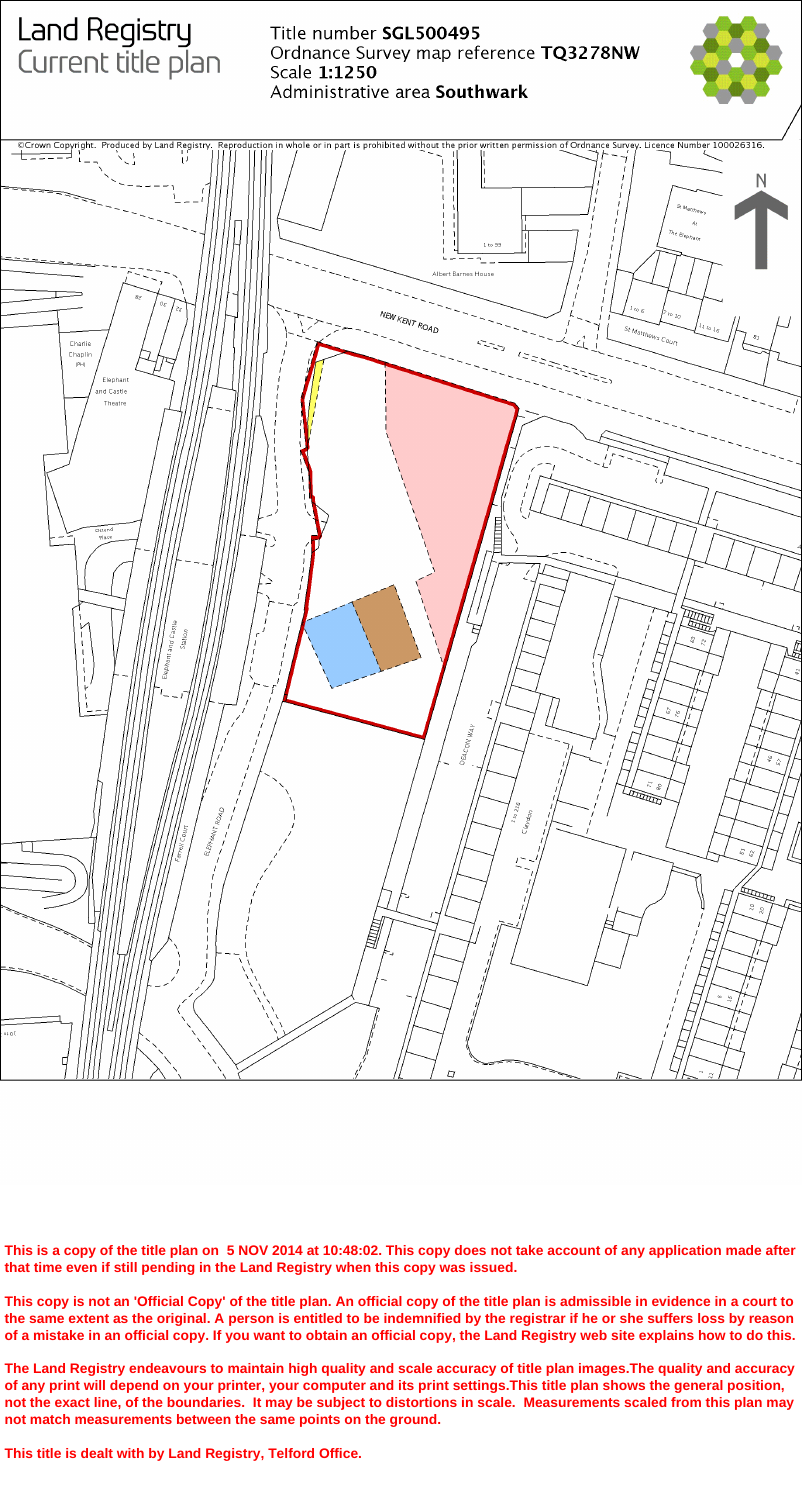# Land Registry
## Current title plan

Title number **SGL500495**
Ordnance Survey map reference **TQ3278NW**
Scale **1:1250**
Administrative area **Southwark**

©Crown Copyright. Produced by Land Registry. Reproduction in whole or in part is prohibited without the prior written permission of Ordnance Survey. Licence Number 100026316.

N

NEW KENT ROAD

Albert Barnes House

1 to 59

St Matthews at The Elephant

St Matthews Court

1 to 6

7 to 10

11 to 16

Charlie Chaplin (PH)

Elephant and Castle Theatre

Elephant and Castle Station

DEACON WAY

Canadian

ELEPHANT ROAD

Ferrari Court

**This is a copy of the title plan on 5 NOV 2014 at 10:48:02. This copy does not take account of any application made after that time even if still pending in the Land Registry when this copy was issued.**

**This copy is not an 'Official Copy' of the title plan. An official copy of the title plan is admissible in evidence in a court to the same extent as the original. A person is entitled to be indemnified by the registrar if he or she suffers loss by reason of a mistake in an official copy. If you want to obtain an official copy, the Land Registry web site explains how to do this.**

**The Land Registry endeavours to maintain high quality and scale accuracy of title plan images.The quality and accuracy of any print will depend on your printer, your computer and its print settings.This title plan shows the general position, not the exact line, of the boundaries. It may be subject to distortions in scale. Measurements scaled from this plan may not match measurements between the same points on the ground.**

**This title is dealt with by Land Registry, Telford Office.**